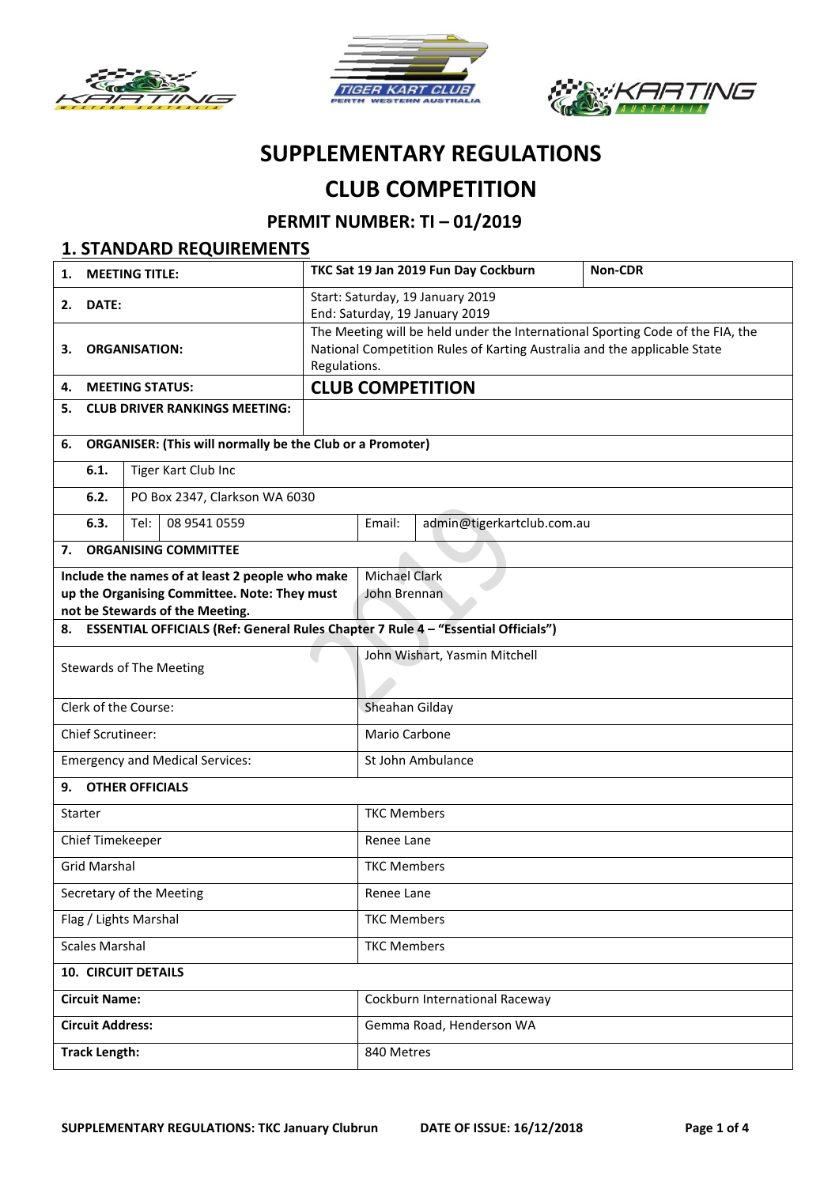# SUPPLEMENTARY REGULATIONS

# CLUB COMPETITION

### PERMIT NUMBER: TI – 01/2019

## 1. STANDARD REQUIREMENTS

| | | | |
|---|---|---|---|
| **1. MEETING TITLE:** | **TKC Sat 19 Jan 2019 Fun Day Cockburn** | | **Non-CDR** |
| **2. DATE:** | Start: Saturday, 19 January 2019<br>End: Saturday, 19 January 2019 | | |
| **3. ORGANISATION:** | The Meeting will be held under the International Sporting Code of the FIA, the National Competition Rules of Karting Australia and the applicable State Regulations. | | |
| **4. MEETING STATUS:** | **CLUB COMPETITION** | | |
| **5. CLUB DRIVER RANKINGS MEETING:** | | | |

| | | | | |
|---|---|---|---|---|
| **6. ORGANISER: (This will normally be the Club or a Promoter)** | | | | |
| **6.1.** | Tiger Kart Club Inc | | | |
| **6.2.** | PO Box 2347, Clarkson WA 6030 | | | |
| **6.3.** | Tel: 08 9541 0559 | | Email: | admin@tigerkartclub.com.au |

| | |
|---|---|
| **7. ORGANISING COMMITTEE** | |
| **Include the names of at least 2 people who make up the Organising Committee. Note: They must not be Stewards of the Meeting.** | Michael Clark<br>John Brennan |
| **8. ESSENTIAL OFFICIALS (Ref: General Rules Chapter 7 Rule 4 – "Essential Officials")** | |
| Stewards of The Meeting | John Wishart, Yasmin Mitchell |
| Clerk of the Course: | Sheahan Gilday |
| Chief Scrutineer: | Mario Carbone |
| Emergency and Medical Services: | St John Ambulance |
| **9. OTHER OFFICIALS** | |
| Starter | TKC Members |
| Chief Timekeeper | Renee Lane |
| Grid Marshal | TKC Members |
| Secretary of the Meeting | Renee Lane |
| Flag / Lights Marshal | TKC Members |
| Scales Marshal | TKC Members |
| **10. CIRCUIT DETAILS** | |
| **Circuit Name:** | Cockburn International Raceway |
| **Circuit Address:** | Gemma Road, Henderson WA |
| **Track Length:** | 840 Metres |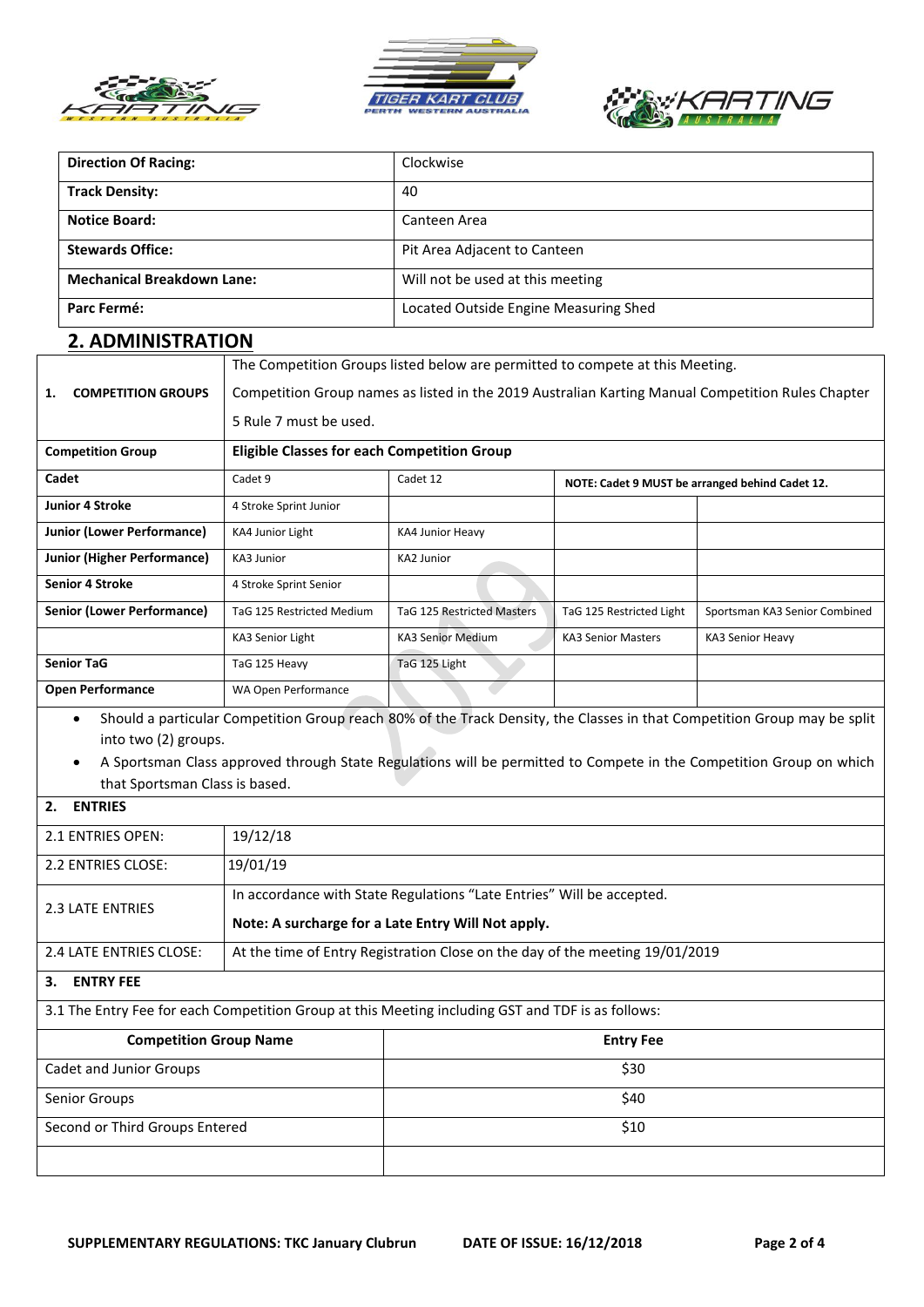| Direction Of Racing: | Clockwise |
|---|---|
| **Track Density:** | 40 |
| **Notice Board:** | Canteen Area |
| **Stewards Office:** | Pit Area Adjacent to Canteen |
| **Mechanical Breakdown Lane:** | Will not be used at this meeting |
| **Parc Fermé:** | Located Outside Engine Measuring Shed |

## 2. ADMINISTRATION

**1. COMPETITION GROUPS**

The Competition Groups listed below are permitted to compete at this Meeting.

Competition Group names as listed in the 2019 Australian Karting Manual Competition Rules Chapter 5 Rule 7 must be used.

| Competition Group | Eligible Classes for each Competition Group | | | |
|---|---|---|---|---|
| **Cadet** | Cadet 9 | Cadet 12 | **NOTE: Cadet 9 MUST be arranged behind Cadet 12.** | |
| **Junior 4 Stroke** | 4 Stroke Sprint Junior | | | |
| **Junior (Lower Performance)** | KA4 Junior Light | KA4 Junior Heavy | | |
| **Junior (Higher Performance)** | KA3 Junior | KA2 Junior | | |
| **Senior 4 Stroke** | 4 Stroke Sprint Senior | | | |
| **Senior (Lower Performance)** | TaG 125 Restricted Medium | TaG 125 Restricted Masters | TaG 125 Restricted Light | Sportsman KA3 Senior Combined |
| | KA3 Senior Light | KA3 Senior Medium | KA3 Senior Masters | KA3 Senior Heavy |
| **Senior TaG** | TaG 125 Heavy | TaG 125 Light | | |
| **Open Performance** | WA Open Performance | | | |

- Should a particular Competition Group reach 80% of the Track Density, the Classes in that Competition Group may be split into two (2) groups.
- A Sportsman Class approved through State Regulations will be permitted to Compete in the Competition Group on which that Sportsman Class is based.

**2. ENTRIES**

| | |
|---|---|
| 2.1 ENTRIES OPEN: | 19/12/18 |
| 2.2 ENTRIES CLOSE: | 19/01/19 |
| 2.3 LATE ENTRIES | In accordance with State Regulations "Late Entries" Will be accepted. **Note: A surcharge for a Late Entry Will Not apply.** |
| 2.4 LATE ENTRIES CLOSE: | At the time of Entry Registration Close on the day of the meeting 19/01/2019 |

**3. ENTRY FEE**

3.1 The Entry Fee for each Competition Group at this Meeting including GST and TDF is as follows:

| Competition Group Name | Entry Fee |
|---|---|
| Cadet and Junior Groups | $30 |
| Senior Groups | $40 |
| Second or Third Groups Entered | $10 |
| | |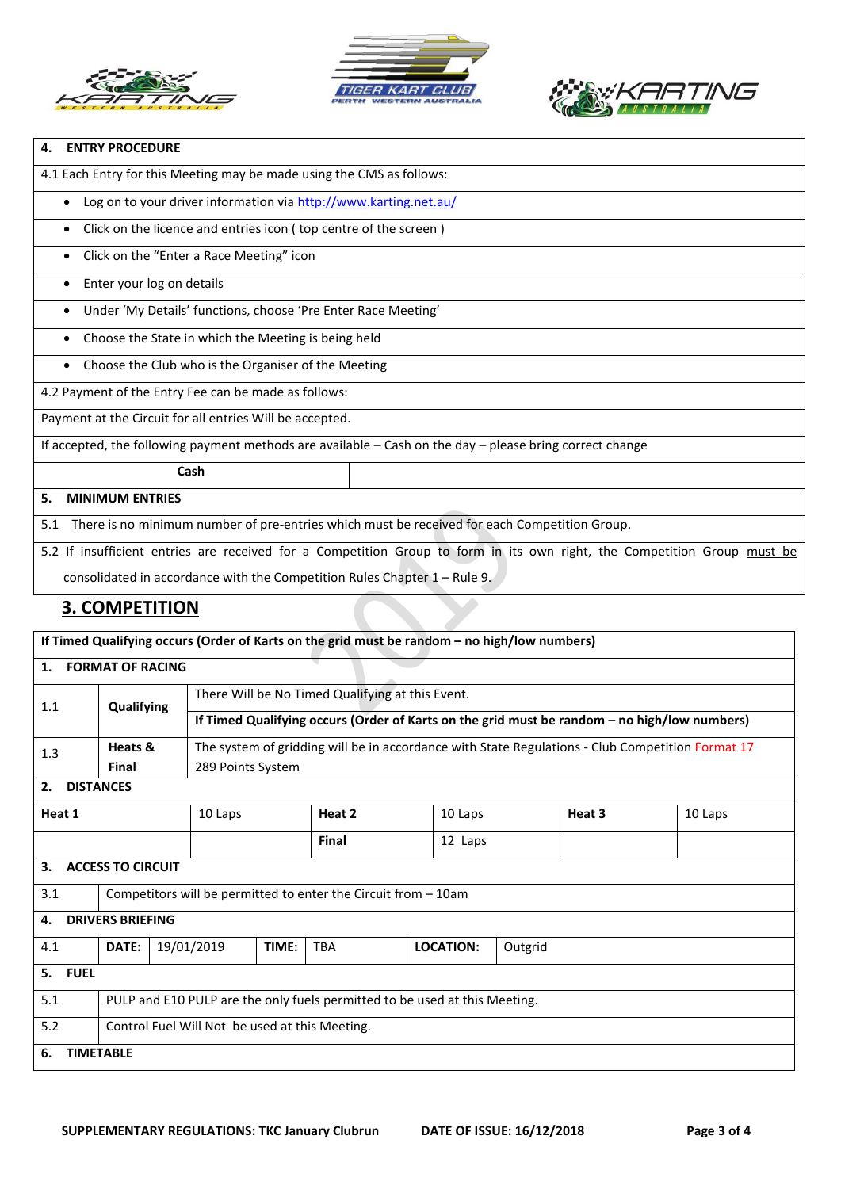| 4. **ENTRY PROCEDURE** | |
|---|---|
| 4.1 Each Entry for this Meeting may be made using the CMS as follows: | |
| • Log on to your driver information via http://www.karting.net.au/ | |
| • Click on the licence and entries icon ( top centre of the screen ) | |
| • Click on the "Enter a Race Meeting" icon | |
| • Enter your log on details | |
| • Under 'My Details' functions, choose 'Pre Enter Race Meeting' | |
| • Choose the State in which the Meeting is being held | |
| • Choose the Club who is the Organiser of the Meeting | |
| 4.2 Payment of the Entry Fee can be made as follows: | |
| Payment at the Circuit for all entries Will be accepted. | |
| If accepted, the following payment methods are available – Cash on the day – please bring correct change | |
| **Cash** | |
| 5. **MINIMUM ENTRIES** | |
| 5.1 There is no minimum number of pre-entries which must be received for each Competition Group. | |
| 5.2 If insufficient entries are received for a Competition Group to form in its own right, the Competition Group must be consolidated in accordance with the Competition Rules Chapter 1 – Rule 9. | |

## 3. COMPETITION

**If Timed Qualifying occurs (Order of Karts on the grid must be random – no high/low numbers)**

| 1. **FORMAT OF RACING** | | |
|---|---|---|
| 1.1 | **Qualifying** | There Will be No Timed Qualifying at this Event. |
| | | **If Timed Qualifying occurs (Order of Karts on the grid must be random – no high/low numbers)** |
| 1.3 | **Heats & Final** | The system of gridding will be in accordance with State Regulations - Club Competition Format 17 289 Points System |

| 2. **DISTANCES** | | | | | |
|---|---|---|---|---|---|
| **Heat 1** | 10 Laps | **Heat 2** | 10 Laps | **Heat 3** | 10 Laps |
| | | **Final** | 12 Laps | | |

| 3. **ACCESS TO CIRCUIT** | |
|---|---|
| 3.1 | Competitors will be permitted to enter the Circuit from – 10am |

| 4. **DRIVERS BRIEFING** | | | | | | |
|---|---|---|---|---|---|---|
| 4.1 | **DATE:** | 19/01/2019 | **TIME:** | TBA | **LOCATION:** | Outgrid |

| 5. **FUEL** | |
|---|---|
| 5.1 | PULP and E10 PULP are the only fuels permitted to be used at this Meeting. |
| 5.2 | Control Fuel Will Not be used at this Meeting. |

**6. TIMETABLE**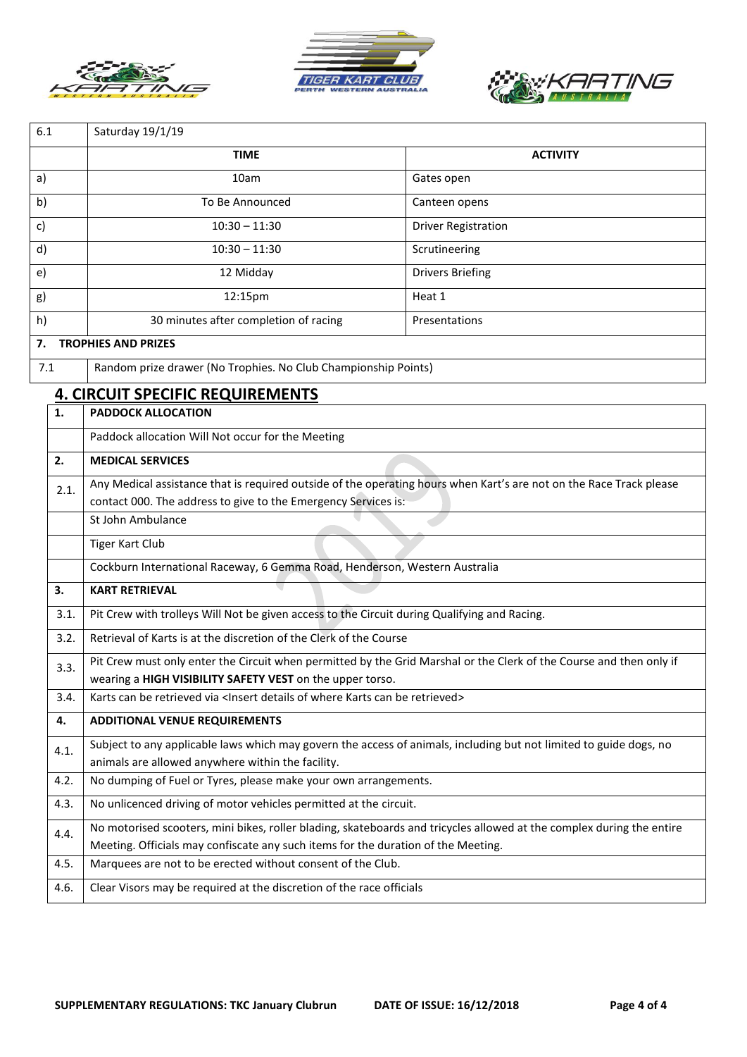| | | |
|---|---|---|
| 6.1 | Saturday 19/1/19 | |
| | **TIME** | **ACTIVITY** |
| a) | 10am | Gates open |
| b) | To Be Announced | Canteen opens |
| c) | 10:30 – 11:30 | Driver Registration |
| d) | 10:30 – 11:30 | Scrutineering |
| e) | 12 Midday | Drivers Briefing |
| g) | 12:15pm | Heat 1 |
| h) | 30 minutes after completion of racing | Presentations |
| **7.** | **TROPHIES AND PRIZES** | |
| 7.1 | Random prize drawer (No Trophies. No Club Championship Points) | |

## 4. CIRCUIT SPECIFIC REQUIREMENTS

| | |
|---|---|
| **1.** | **PADDOCK ALLOCATION** |
| | Paddock allocation Will Not occur for the Meeting |
| **2.** | **MEDICAL SERVICES** |
| 2.1. | Any Medical assistance that is required outside of the operating hours when Kart's are not on the Race Track please contact 000. The address to give to the Emergency Services is: |
| | St John Ambulance |
| | Tiger Kart Club |
| | Cockburn International Raceway, 6 Gemma Road, Henderson, Western Australia |
| **3.** | **KART RETRIEVAL** |
| 3.1. | Pit Crew with trolleys Will Not be given access to the Circuit during Qualifying and Racing. |
| 3.2. | Retrieval of Karts is at the discretion of the Clerk of the Course |
| 3.3. | Pit Crew must only enter the Circuit when permitted by the Grid Marshal or the Clerk of the Course and then only if wearing a **HIGH VISIBILITY SAFETY VEST** on the upper torso. |
| 3.4. | Karts can be retrieved via <Insert details of where Karts can be retrieved> |
| **4.** | **ADDITIONAL VENUE REQUIREMENTS** |
| 4.1. | Subject to any applicable laws which may govern the access of animals, including but not limited to guide dogs, no animals are allowed anywhere within the facility. |
| 4.2. | No dumping of Fuel or Tyres, please make your own arrangements. |
| 4.3. | No unlicenced driving of motor vehicles permitted at the circuit. |
| 4.4. | No motorised scooters, mini bikes, roller blading, skateboards and tricycles allowed at the complex during the entire Meeting. Officials may confiscate any such items for the duration of the Meeting. |
| 4.5. | Marquees are not to be erected without consent of the Club. |
| 4.6. | Clear Visors may be required at the discretion of the race officials |